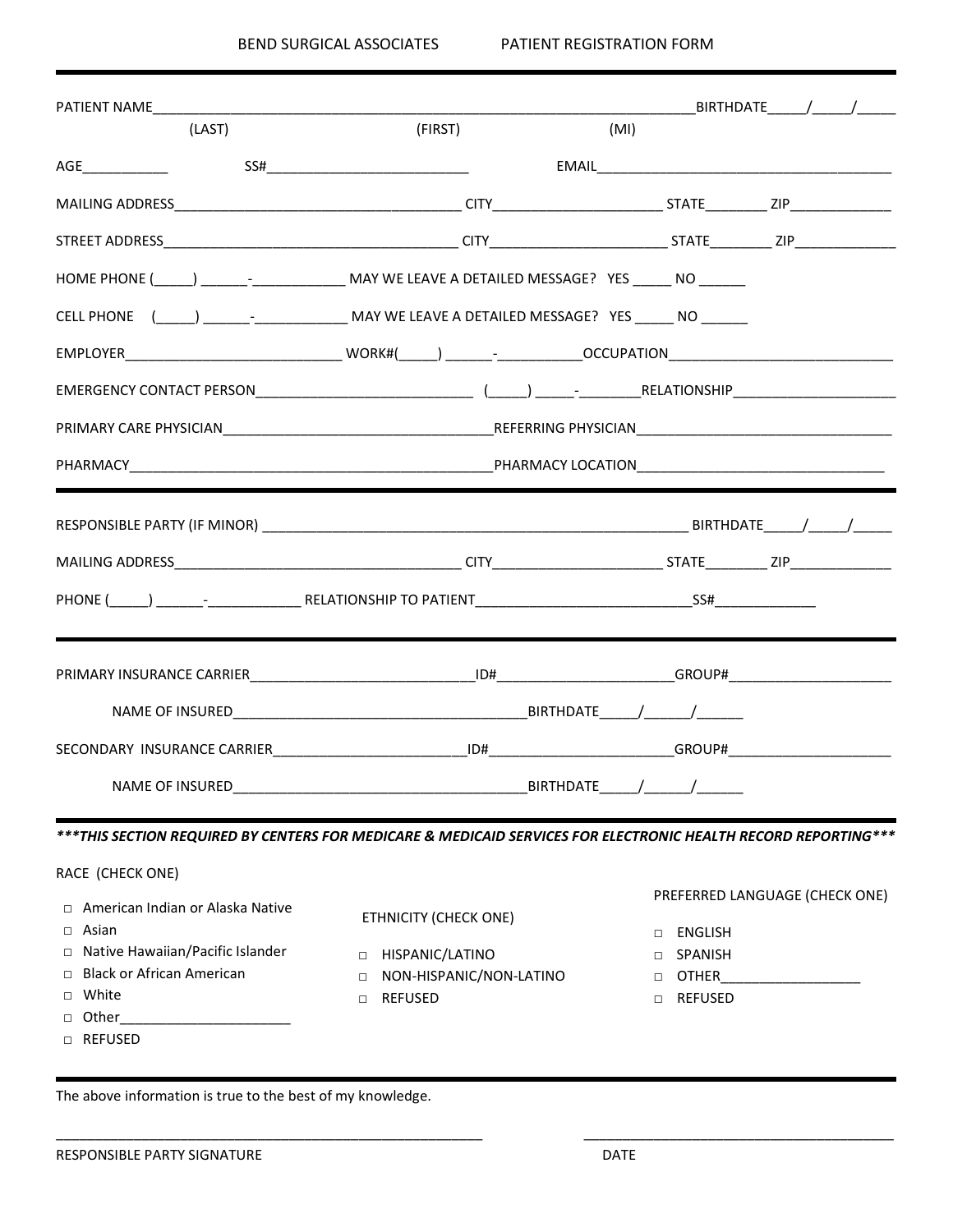BEND SURGICAL ASSOCIATES PATIENT REGISTRATION FORM

---

PATIENT NAME___________________________________________________________________BIRTHDATE_____/_____/_____
(LAST) (FIRST) (MI)

AGE___________ SS#__________________________ EMAIL______________________________________

MAILING ADDRESS_____________________________________ CITY______________________ STATE________ ZIP_____________

STREET ADDRESS______________________________________ CITY______________________ STATE________ ZIP_____________

HOME PHONE (_____) ______-____________ MAY WE LEAVE A DETAILED MESSAGE? YES _____ NO ______

CELL PHONE (_____) ______-____________ MAY WE LEAVE A DETAILED MESSAGE? YES _____ NO ______

EMPLOYER___________________________ WORK#(_____) ______-___________OCCUPATION____________________________

EMERGENCY CONTACT PERSON___________________________ (_____) _____-________RELATIONSHIP_____________________

PRIMARY CARE PHYSICIAN___________________________________REFERRING PHYSICIAN_________________________________

PHARMACY_______________________________________________PHARMACY LOCATION_______________________________

---

RESPONSIBLE PARTY (IF MINOR) ________________________________________________________ BIRTHDATE_____/_____/_____

MAILING ADDRESS_____________________________________ CITY______________________ STATE________ ZIP_____________

PHONE (_____) ______-____________ RELATIONSHIP TO PATIENT___________________________SS#_____________

---

PRIMARY INSURANCE CARRIER_____________________________ID#______________________GROUP#_____________________

NAME OF INSURED_____________________________________BIRTHDATE_____/______/______

SECONDARY INSURANCE CARRIER_________________________ID#_______________________GROUP#_____________________

NAME OF INSURED_____________________________________BIRTHDATE_____/______/______

---

***\*\*\*THIS SECTION REQUIRED BY CENTERS FOR MEDICARE & MEDICAID SERVICES FOR ELECTRONIC HEALTH RECORD REPORTING\*\*\****

RACE (CHECK ONE)

- □ American Indian or Alaska Native
- □ Asian
- □ Native Hawaiian/Pacific Islander
- □ Black or African American
- □ White
- □ Other_____________________
- □ REFUSED

ETHNICITY (CHECK ONE)

- □ HISPANIC/LATINO
- □ NON-HISPANIC/NON-LATINO
- □ REFUSED

PREFERRED LANGUAGE (CHECK ONE)

- □ ENGLISH
- □ SPANISH
- □ OTHER__________________
- □ REFUSED

---

The above information is true to the best of my knowledge.

_______________________________________________________ _________________________________________

RESPONSIBLE PARTY SIGNATURE DATE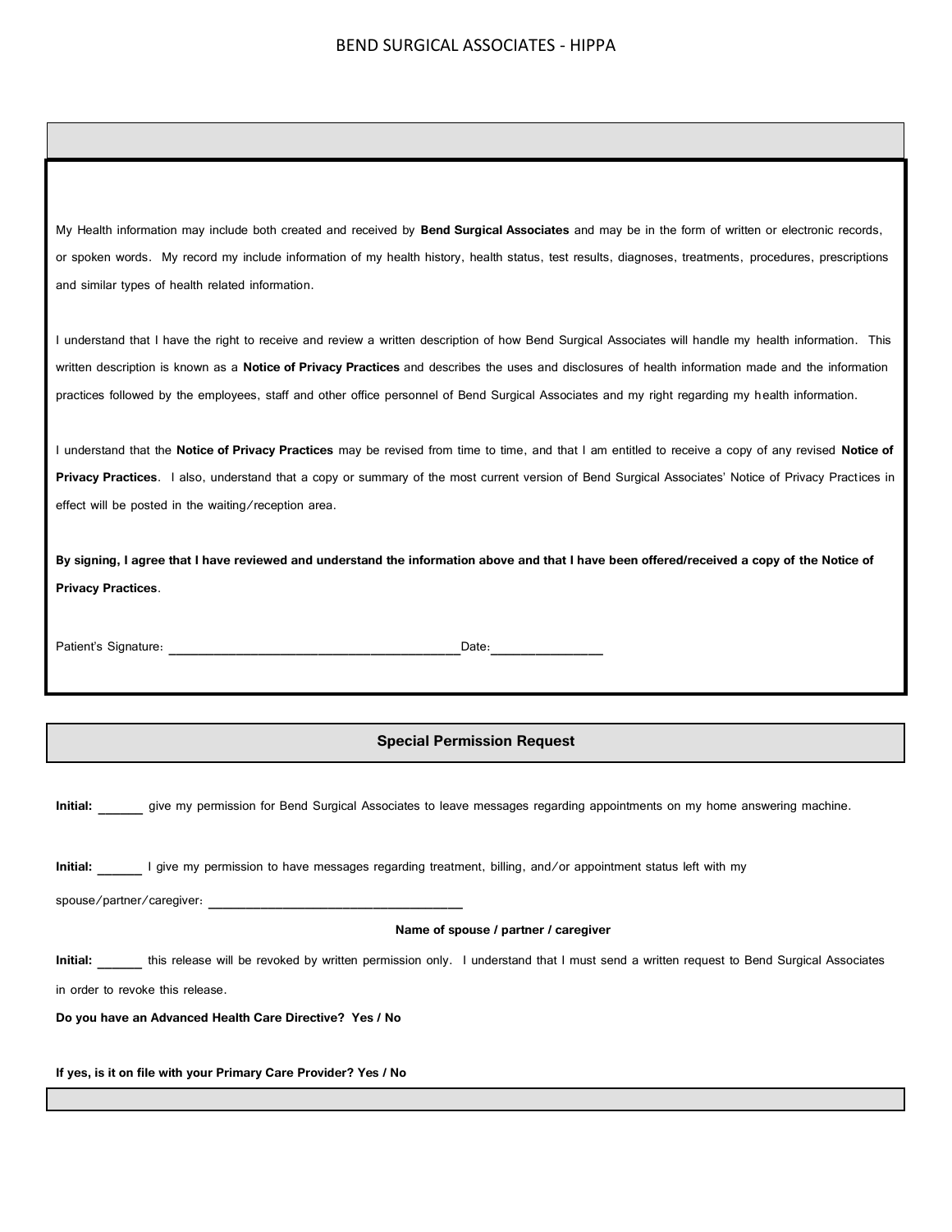BEND SURGICAL ASSOCIATES - HIPPA

My Health information may include both created and received by **Bend Surgical Associates** and may be in the form of written or electronic records, or spoken words. My record my include information of my health history, health status, test results, diagnoses, treatments, procedures, prescriptions and similar types of health related information.

I understand that I have the right to receive and review a written description of how Bend Surgical Associates will handle my health information. This written description is known as a **Notice of Privacy Practices** and describes the uses and disclosures of health information made and the information practices followed by the employees, staff and other office personnel of Bend Surgical Associates and my right regarding my health information.

I understand that the **Notice of Privacy Practices** may be revised from time to time, and that I am entitled to receive a copy of any revised **Notice of Privacy Practices**. I also, understand that a copy or summary of the most current version of Bend Surgical Associates' Notice of Privacy Practices in effect will be posted in the waiting/reception area.

**By signing, I agree that I have reviewed and understand the information above and that I have been offered/received a copy of the Notice of Privacy Practices**.

Patient's Signature: ___________________________________ Date: ______________

## Special Permission Request

**Initial:** ______ give my permission for Bend Surgical Associates to leave messages regarding appointments on my home answering machine.

**Initial:** ______ I give my permission to have messages regarding treatment, billing, and/or appointment status left with my

spouse/partner/caregiver: ___________________________________

**Name of spouse / partner / caregiver**

**Initial:** ______ this release will be revoked by written permission only. I understand that I must send a written request to Bend Surgical Associates in order to revoke this release.

**Do you have an Advanced Health Care Directive? Yes / No**

**If yes, is it on file with your Primary Care Provider? Yes / No**